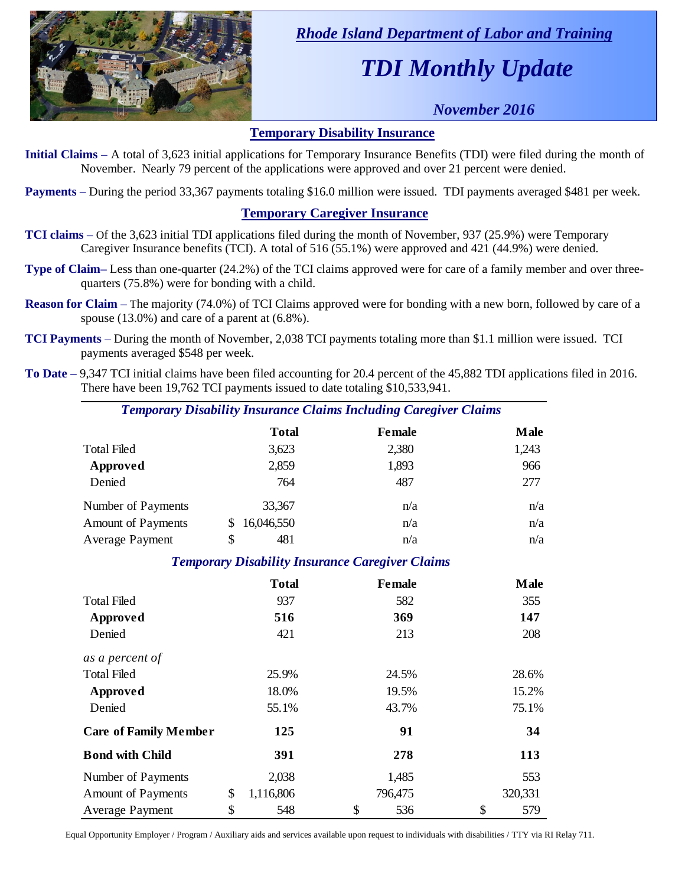*Rhode Island Department of Labor and Training*

# *TDI Monthly Update*

*November 2016*

## Temporary Disability Insurance

**Initial Claims –** A total of 3,623 initial applications for Temporary Insurance Benefits (TDI) were filed during the month of November. Nearly 79 percent of the applications were approved and over 21 percent were denied.

**Payments –** During the period 33,367 payments totaling $16.0 million were issued. TDI payments averaged $481 per week.

## Temporary Caregiver Insurance

**TCI claims –** Of the 3,623 initial TDI applications filed during the month of November, 937 (25.9%) were Temporary Caregiver Insurance benefits (TCI). A total of 516 (55.1%) were approved and 421 (44.9%) were denied.

**Type of Claim–** Less than one-quarter (24.2%) of the TCI claims approved were for care of a family member and over three-quarters (75.8%) were for bonding with a child.

**Reason for Claim** – The majority (74.0%) of TCI Claims approved were for bonding with a new born, followed by care of a spouse (13.0%) and care of a parent at (6.8%).

**TCI Payments** – During the month of November, 2,038 TCI payments totaling more than $1.1 million were issued. TCI payments averaged $548 per week.

**To Date –** 9,347 TCI initial claims have been filed accounting for 20.4 percent of the 45,882 TDI applications filed in 2016. There have been 19,762 TCI payments issued to date totaling $10,533,941.

### *Temporary Disability Insurance Claims Including Caregiver Claims*

| | Total | Female | Male |
|---|---|---|---|
| Total Filed | 3,623 | 2,380 | 1,243 |
| **Approved** | 2,859 | 1,893 | 966 |
| Denied | 764 | 487 | 277 |
| Number of Payments | 33,367 | n/a | n/a |
| Amount of Payments | $ 16,046,550 | n/a | n/a |
| Average Payment | $ 481 | n/a | n/a |

### *Temporary Disability Insurance Caregiver Claims*

| | Total | Female | Male |
|---|---|---|---|
| Total Filed | 937 | 582 | 355 |
| **Approved** | **516** | **369** | **147** |
| Denied | 421 | 213 | 208 |
| *as a percent of* | | | |
| Total Filed | 25.9% | 24.5% | 28.6% |
| **Approved** | 18.0% | 19.5% | 15.2% |
| Denied | 55.1% | 43.7% | 75.1% |
| **Care of Family Member** | **125** | **91** | **34** |
| **Bond with Child** | **391** | **278** | **113** |
| Number of Payments | 2,038 | 1,485 | 553 |
| Amount of Payments | $ 1,116,806 | 796,475 | 320,331 |
| Average Payment | $ 548 | $ 536 | $ 579 |

Equal Opportunity Employer / Program / Auxiliary aids and services available upon request to individuals with disabilities / TTY via RI Relay 711.